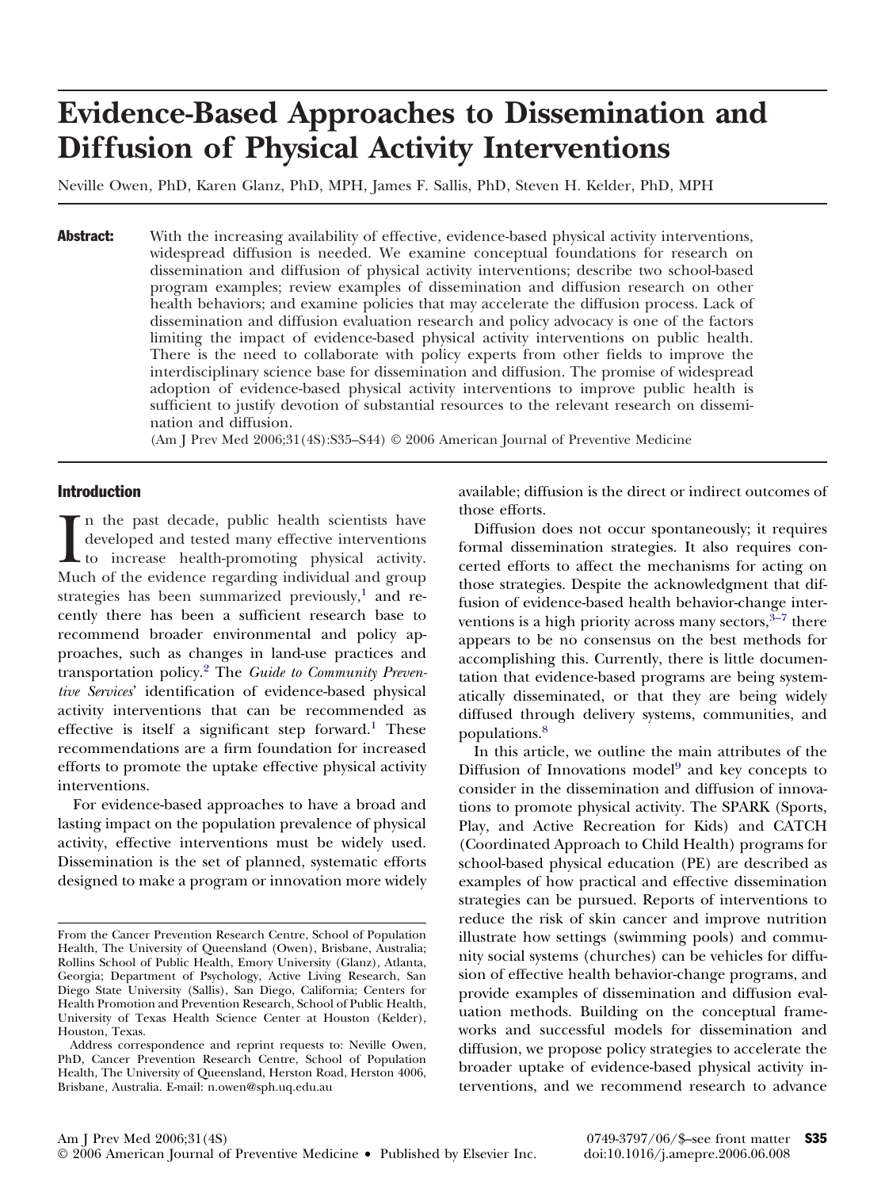# Evidence-Based Approaches to Dissemination and Diffusion of Physical Activity Interventions

Neville Owen, PhD, Karen Glanz, PhD, MPH, James F. Sallis, PhD, Steven H. Kelder, PhD, MPH

**Abstract:** With the increasing availability of effective, evidence-based physical activity interventions, widespread diffusion is needed. We examine conceptual foundations for research on dissemination and diffusion of physical activity interventions; describe two school-based program examples; review examples of dissemination and diffusion research on other health behaviors; and examine policies that may accelerate the diffusion process. Lack of dissemination and diffusion evaluation research and policy advocacy is one of the factors limiting the impact of evidence-based physical activity interventions on public health. There is the need to collaborate with policy experts from other fields to improve the interdisciplinary science base for dissemination and diffusion. The promise of widespread adoption of evidence-based physical activity interventions to improve public health is sufficient to justify devotion of substantial resources to the relevant research on dissemination and diffusion.

(Am J Prev Med 2006;31(4S):S35–S44) © 2006 American Journal of Preventive Medicine

## Introduction

In the past decade, public health scientists have developed and tested many effective interventions to increase health-promoting physical activity. Much of the evidence regarding individual and group strategies has been summarized previously,[1] and recently there has been a sufficient research base to recommend broader environmental and policy approaches, such as changes in land-use practices and transportation policy.[2] The *Guide to Community Preventive Services*' identification of evidence-based physical activity interventions that can be recommended as effective is itself a significant step forward.[1] These recommendations are a firm foundation for increased efforts to promote the uptake effective physical activity interventions.

For evidence-based approaches to have a broad and lasting impact on the population prevalence of physical activity, effective interventions must be widely used. Dissemination is the set of planned, systematic efforts designed to make a program or innovation more widely available; diffusion is the direct or indirect outcomes of those efforts.

Diffusion does not occur spontaneously; it requires formal dissemination strategies. It also requires concerted efforts to affect the mechanisms for acting on those strategies. Despite the acknowledgment that diffusion of evidence-based health behavior-change interventions is a high priority across many sectors,[3–7] there appears to be no consensus on the best methods for accomplishing this. Currently, there is little documentation that evidence-based programs are being systematically disseminated, or that they are being widely diffused through delivery systems, communities, and populations.[8]

In this article, we outline the main attributes of the Diffusion of Innovations model[9] and key concepts to consider in the dissemination and diffusion of innovations to promote physical activity. The SPARK (Sports, Play, and Active Recreation for Kids) and CATCH (Coordinated Approach to Child Health) programs for school-based physical education (PE) are described as examples of how practical and effective dissemination strategies can be pursued. Reports of interventions to reduce the risk of skin cancer and improve nutrition illustrate how settings (swimming pools) and community social systems (churches) can be vehicles for diffusion of effective health behavior-change programs, and provide examples of dissemination and diffusion evaluation methods. Building on the conceptual frameworks and successful models for dissemination and diffusion, we propose policy strategies to accelerate the broader uptake of evidence-based physical activity interventions, and we recommend research to advance

From the Cancer Prevention Research Centre, School of Population Health, The University of Queensland (Owen), Brisbane, Australia; Rollins School of Public Health, Emory University (Glanz), Atlanta, Georgia; Department of Psychology, Active Living Research, San Diego State University (Sallis), San Diego, California; Centers for Health Promotion and Prevention Research, School of Public Health, University of Texas Health Science Center at Houston (Kelder), Houston, Texas.

Address correspondence and reprint requests to: Neville Owen, PhD, Cancer Prevention Research Centre, School of Population Health, The University of Queensland, Herston Road, Herston 4006, Brisbane, Australia. E-mail: n.owen@sph.uq.edu.au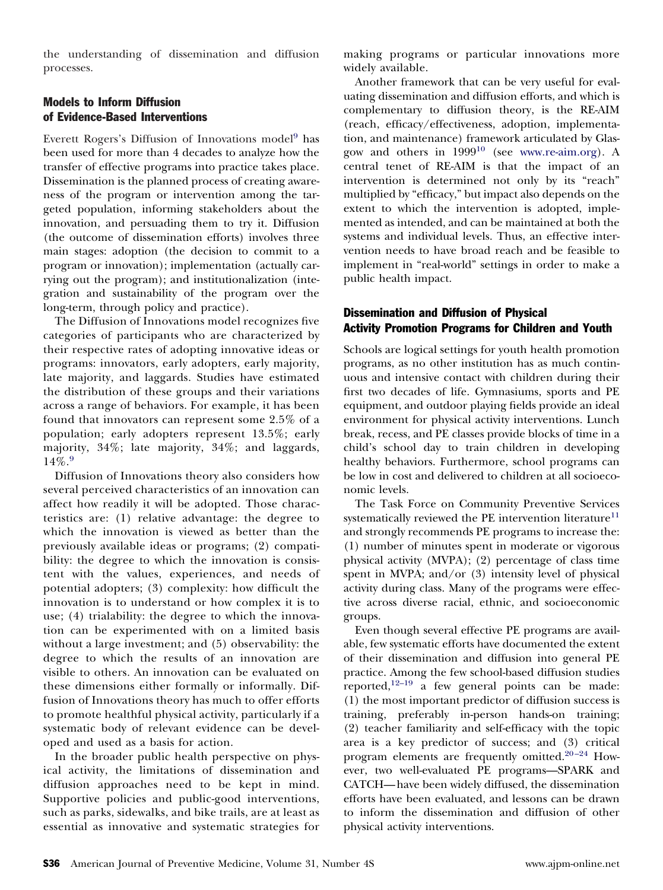the understanding of dissemination and diffusion processes.

## Models to Inform Diffusion of Evidence-Based Interventions

Everett Rogers's Diffusion of Innovations model[9] has been used for more than 4 decades to analyze how the transfer of effective programs into practice takes place. Dissemination is the planned process of creating awareness of the program or intervention among the targeted population, informing stakeholders about the innovation, and persuading them to try it. Diffusion (the outcome of dissemination efforts) involves three main stages: adoption (the decision to commit to a program or innovation); implementation (actually carrying out the program); and institutionalization (integration and sustainability of the program over the long-term, through policy and practice).

The Diffusion of Innovations model recognizes five categories of participants who are characterized by their respective rates of adopting innovative ideas or programs: innovators, early adopters, early majority, late majority, and laggards. Studies have estimated the distribution of these groups and their variations across a range of behaviors. For example, it has been found that innovators can represent some 2.5% of a population; early adopters represent 13.5%; early majority, 34%; late majority, 34%; and laggards, 14%.[9]

Diffusion of Innovations theory also considers how several perceived characteristics of an innovation can affect how readily it will be adopted. Those characteristics are: (1) relative advantage: the degree to which the innovation is viewed as better than the previously available ideas or programs; (2) compatibility: the degree to which the innovation is consistent with the values, experiences, and needs of potential adopters; (3) complexity: how difficult the innovation is to understand or how complex it is to use; (4) trialability: the degree to which the innovation can be experimented with on a limited basis without a large investment; and (5) observability: the degree to which the results of an innovation are visible to others. An innovation can be evaluated on these dimensions either formally or informally. Diffusion of Innovations theory has much to offer efforts to promote healthful physical activity, particularly if a systematic body of relevant evidence can be developed and used as a basis for action.

In the broader public health perspective on physical activity, the limitations of dissemination and diffusion approaches need to be kept in mind. Supportive policies and public-good interventions, such as parks, sidewalks, and bike trails, are at least as essential as innovative and systematic strategies for making programs or particular innovations more widely available.

Another framework that can be very useful for evaluating dissemination and diffusion efforts, and which is complementary to diffusion theory, is the RE-AIM (reach, efficacy/effectiveness, adoption, implementation, and maintenance) framework articulated by Glasgow and others in 1999[10] (see www.re-aim.org). A central tenet of RE-AIM is that the impact of an intervention is determined not only by its "reach" multiplied by "efficacy," but impact also depends on the extent to which the intervention is adopted, implemented as intended, and can be maintained at both the systems and individual levels. Thus, an effective intervention needs to have broad reach and be feasible to implement in "real-world" settings in order to make a public health impact.

## Dissemination and Diffusion of Physical Activity Promotion Programs for Children and Youth

Schools are logical settings for youth health promotion programs, as no other institution has as much continuous and intensive contact with children during their first two decades of life. Gymnasiums, sports and PE equipment, and outdoor playing fields provide an ideal environment for physical activity interventions. Lunch break, recess, and PE classes provide blocks of time in a child's school day to train children in developing healthy behaviors. Furthermore, school programs can be low in cost and delivered to children at all socioeconomic levels.

The Task Force on Community Preventive Services systematically reviewed the PE intervention literature[11] and strongly recommends PE programs to increase the: (1) number of minutes spent in moderate or vigorous physical activity (MVPA); (2) percentage of class time spent in MVPA; and/or (3) intensity level of physical activity during class. Many of the programs were effective across diverse racial, ethnic, and socioeconomic groups.

Even though several effective PE programs are available, few systematic efforts have documented the extent of their dissemination and diffusion into general PE practice. Among the few school-based diffusion studies reported,[12–19] a few general points can be made: (1) the most important predictor of diffusion success is training, preferably in-person hands-on training; (2) teacher familiarity and self-efficacy with the topic area is a key predictor of success; and (3) critical program elements are frequently omitted.[20–24] However, two well-evaluated PE programs—SPARK and CATCH—have been widely diffused, the dissemination efforts have been evaluated, and lessons can be drawn to inform the dissemination and diffusion of other physical activity interventions.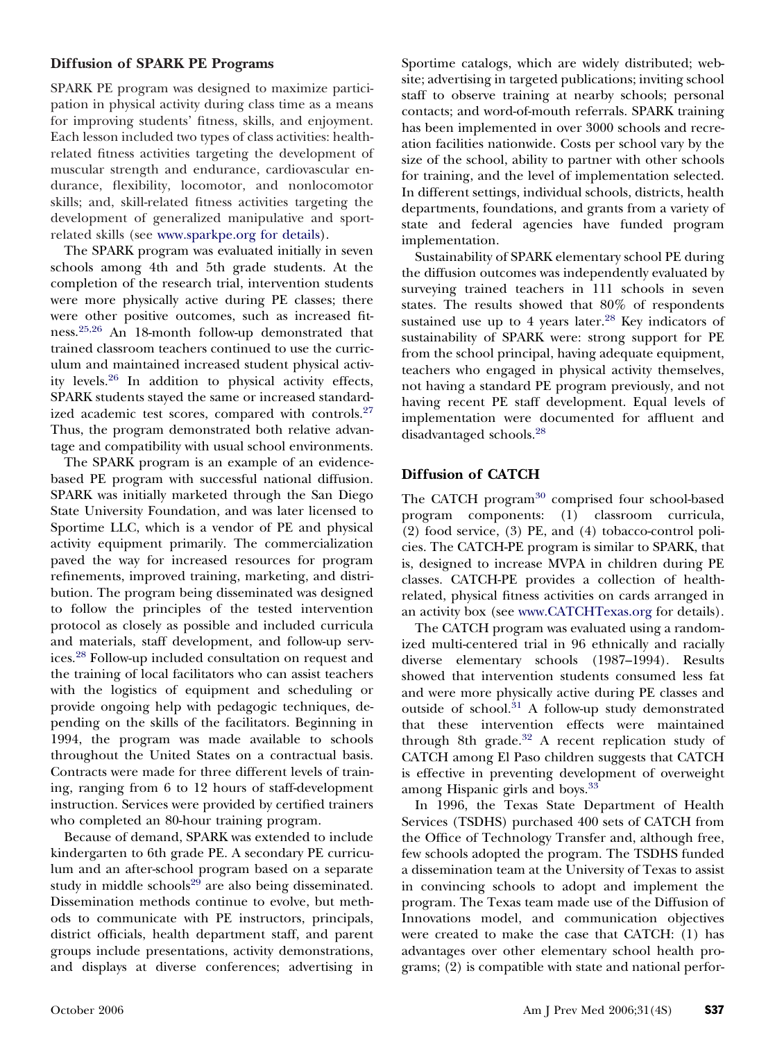### Diffusion of SPARK PE Programs

SPARK PE program was designed to maximize participation in physical activity during class time as a means for improving students' fitness, skills, and enjoyment. Each lesson included two types of class activities: health-related fitness activities targeting the development of muscular strength and endurance, cardiovascular endurance, flexibility, locomotor, and nonlocomotor skills; and, skill-related fitness activities targeting the development of generalized manipulative and sport-related skills (see www.sparkpe.org for details).

The SPARK program was evaluated initially in seven schools among 4th and 5th grade students. At the completion of the research trial, intervention students were more physically active during PE classes; there were other positive outcomes, such as increased fitness.[25,26] An 18-month follow-up demonstrated that trained classroom teachers continued to use the curriculum and maintained increased student physical activity levels.[26] In addition to physical activity effects, SPARK students stayed the same or increased standardized academic test scores, compared with controls.[27] Thus, the program demonstrated both relative advantage and compatibility with usual school environments.

The SPARK program is an example of an evidence-based PE program with successful national diffusion. SPARK was initially marketed through the San Diego State University Foundation, and was later licensed to Sportime LLC, which is a vendor of PE and physical activity equipment primarily. The commercialization paved the way for increased resources for program refinements, improved training, marketing, and distribution. The program being disseminated was designed to follow the principles of the tested intervention protocol as closely as possible and included curricula and materials, staff development, and follow-up services.[28] Follow-up included consultation on request and the training of local facilitators who can assist teachers with the logistics of equipment and scheduling or provide ongoing help with pedagogic techniques, depending on the skills of the facilitators. Beginning in 1994, the program was made available to schools throughout the United States on a contractual basis. Contracts were made for three different levels of training, ranging from 6 to 12 hours of staff-development instruction. Services were provided by certified trainers who completed an 80-hour training program.

Because of demand, SPARK was extended to include kindergarten to 6th grade PE. A secondary PE curriculum and an after-school program based on a separate study in middle schools[29] are also being disseminated. Dissemination methods continue to evolve, but methods to communicate with PE instructors, principals, district officials, health department staff, and parent groups include presentations, activity demonstrations, and displays at diverse conferences; advertising in Sportime catalogs, which are widely distributed; website; advertising in targeted publications; inviting school staff to observe training at nearby schools; personal contacts; and word-of-mouth referrals. SPARK training has been implemented in over 3000 schools and recreation facilities nationwide. Costs per school vary by the size of the school, ability to partner with other schools for training, and the level of implementation selected. In different settings, individual schools, districts, health departments, foundations, and grants from a variety of state and federal agencies have funded program implementation.

Sustainability of SPARK elementary school PE during the diffusion outcomes was independently evaluated by surveying trained teachers in 111 schools in seven states. The results showed that 80% of respondents sustained use up to 4 years later.[28] Key indicators of sustainability of SPARK were: strong support for PE from the school principal, having adequate equipment, teachers who engaged in physical activity themselves, not having a standard PE program previously, and not having recent PE staff development. Equal levels of implementation were documented for affluent and disadvantaged schools.[28]

### Diffusion of CATCH

The CATCH program[30] comprised four school-based program components: (1) classroom curricula, (2) food service, (3) PE, and (4) tobacco-control policies. The CATCH-PE program is similar to SPARK, that is, designed to increase MVPA in children during PE classes. CATCH-PE provides a collection of health-related, physical fitness activities on cards arranged in an activity box (see www.CATCHTexas.org for details).

The CATCH program was evaluated using a randomized multi-centered trial in 96 ethnically and racially diverse elementary schools (1987–1994). Results showed that intervention students consumed less fat and were more physically active during PE classes and outside of school.[31] A follow-up study demonstrated that these intervention effects were maintained through 8th grade.[32] A recent replication study of CATCH among El Paso children suggests that CATCH is effective in preventing development of overweight among Hispanic girls and boys.[33]

In 1996, the Texas State Department of Health Services (TSDHS) purchased 400 sets of CATCH from the Office of Technology Transfer and, although free, few schools adopted the program. The TSDHS funded a dissemination team at the University of Texas to assist in convincing schools to adopt and implement the program. The Texas team made use of the Diffusion of Innovations model, and communication objectives were created to make the case that CATCH: (1) has advantages over other elementary school health programs; (2) is compatible with state and national perfor-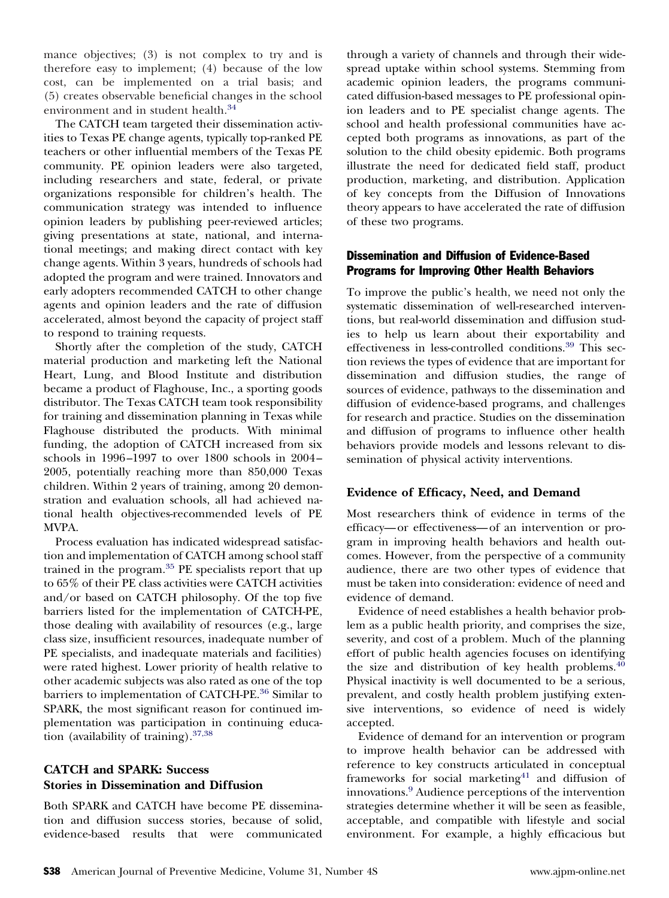mance objectives; (3) is not complex to try and is therefore easy to implement; (4) because of the low cost, can be implemented on a trial basis; and (5) creates observable beneficial changes in the school environment and in student health.[34]

The CATCH team targeted their dissemination activities to Texas PE change agents, typically top-ranked PE teachers or other influential members of the Texas PE community. PE opinion leaders were also targeted, including researchers and state, federal, or private organizations responsible for children's health. The communication strategy was intended to influence opinion leaders by publishing peer-reviewed articles; giving presentations at state, national, and international meetings; and making direct contact with key change agents. Within 3 years, hundreds of schools had adopted the program and were trained. Innovators and early adopters recommended CATCH to other change agents and opinion leaders and the rate of diffusion accelerated, almost beyond the capacity of project staff to respond to training requests.

Shortly after the completion of the study, CATCH material production and marketing left the National Heart, Lung, and Blood Institute and distribution became a product of Flaghouse, Inc., a sporting goods distributor. The Texas CATCH team took responsibility for training and dissemination planning in Texas while Flaghouse distributed the products. With minimal funding, the adoption of CATCH increased from six schools in 1996–1997 to over 1800 schools in 2004–2005, potentially reaching more than 850,000 Texas children. Within 2 years of training, among 20 demonstration and evaluation schools, all had achieved national health objectives-recommended levels of PE MVPA.

Process evaluation has indicated widespread satisfaction and implementation of CATCH among school staff trained in the program.[35] PE specialists report that up to 65% of their PE class activities were CATCH activities and/or based on CATCH philosophy. Of the top five barriers listed for the implementation of CATCH-PE, those dealing with availability of resources (e.g., large class size, insufficient resources, inadequate number of PE specialists, and inadequate materials and facilities) were rated highest. Lower priority of health relative to other academic subjects was also rated as one of the top barriers to implementation of CATCH-PE.[36] Similar to SPARK, the most significant reason for continued implementation was participation in continuing education (availability of training).[37,38]

## CATCH and SPARK: Success Stories in Dissemination and Diffusion

Both SPARK and CATCH have become PE dissemination and diffusion success stories, because of solid, evidence-based results that were communicated through a variety of channels and through their widespread uptake within school systems. Stemming from academic opinion leaders, the programs communicated diffusion-based messages to PE professional opinion leaders and to PE specialist change agents. The school and health professional communities have accepted both programs as innovations, as part of the solution to the child obesity epidemic. Both programs illustrate the need for dedicated field staff, product production, marketing, and distribution. Application of key concepts from the Diffusion of Innovations theory appears to have accelerated the rate of diffusion of these two programs.

## Dissemination and Diffusion of Evidence-Based Programs for Improving Other Health Behaviors

To improve the public's health, we need not only the systematic dissemination of well-researched interventions, but real-world dissemination and diffusion studies to help us learn about their exportability and effectiveness in less-controlled conditions.[39] This section reviews the types of evidence that are important for dissemination and diffusion studies, the range of sources of evidence, pathways to the dissemination and diffusion of evidence-based programs, and challenges for research and practice. Studies on the dissemination and diffusion of programs to influence other health behaviors provide models and lessons relevant to dissemination of physical activity interventions.

### Evidence of Efficacy, Need, and Demand

Most researchers think of evidence in terms of the efficacy—or effectiveness—of an intervention or program in improving health behaviors and health outcomes. However, from the perspective of a community audience, there are two other types of evidence that must be taken into consideration: evidence of need and evidence of demand.

Evidence of need establishes a health behavior problem as a public health priority, and comprises the size, severity, and cost of a problem. Much of the planning effort of public health agencies focuses on identifying the size and distribution of key health problems.[40] Physical inactivity is well documented to be a serious, prevalent, and costly health problem justifying extensive interventions, so evidence of need is widely accepted.

Evidence of demand for an intervention or program to improve health behavior can be addressed with reference to key constructs articulated in conceptual frameworks for social marketing[41] and diffusion of innovations.[9] Audience perceptions of the intervention strategies determine whether it will be seen as feasible, acceptable, and compatible with lifestyle and social environment. For example, a highly efficacious but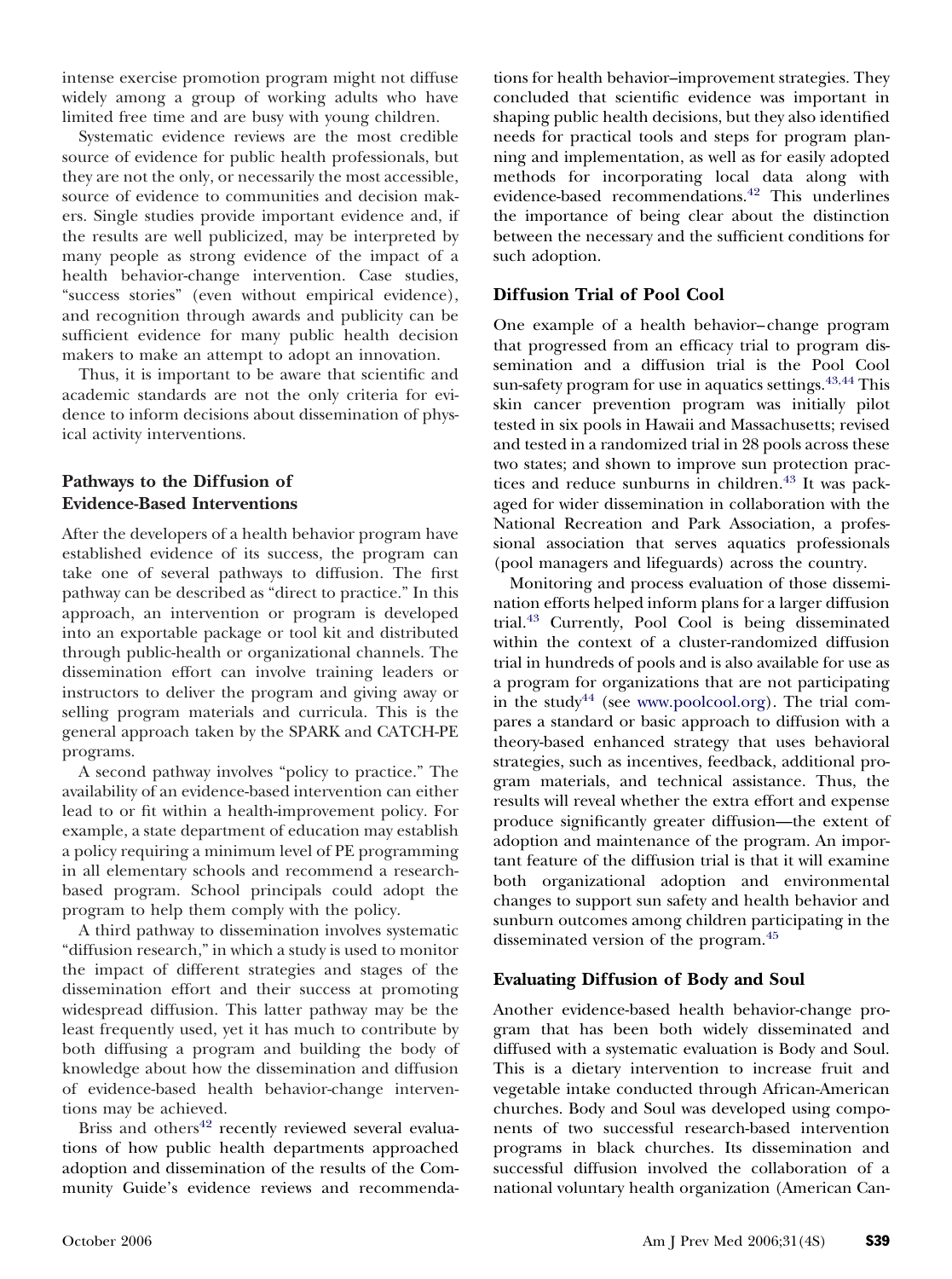intense exercise promotion program might not diffuse widely among a group of working adults who have limited free time and are busy with young children.

Systematic evidence reviews are the most credible source of evidence for public health professionals, but they are not the only, or necessarily the most accessible, source of evidence to communities and decision makers. Single studies provide important evidence and, if the results are well publicized, may be interpreted by many people as strong evidence of the impact of a health behavior-change intervention. Case studies, "success stories" (even without empirical evidence), and recognition through awards and publicity can be sufficient evidence for many public health decision makers to make an attempt to adopt an innovation.

Thus, it is important to be aware that scientific and academic standards are not the only criteria for evidence to inform decisions about dissemination of physical activity interventions.

### Pathways to the Diffusion of Evidence-Based Interventions

After the developers of a health behavior program have established evidence of its success, the program can take one of several pathways to diffusion. The first pathway can be described as "direct to practice." In this approach, an intervention or program is developed into an exportable package or tool kit and distributed through public-health or organizational channels. The dissemination effort can involve training leaders or instructors to deliver the program and giving away or selling program materials and curricula. This is the general approach taken by the SPARK and CATCH-PE programs.

A second pathway involves "policy to practice." The availability of an evidence-based intervention can either lead to or fit within a health-improvement policy. For example, a state department of education may establish a policy requiring a minimum level of PE programming in all elementary schools and recommend a research-based program. School principals could adopt the program to help them comply with the policy.

A third pathway to dissemination involves systematic "diffusion research," in which a study is used to monitor the impact of different strategies and stages of the dissemination effort and their success at promoting widespread diffusion. This latter pathway may be the least frequently used, yet it has much to contribute by both diffusing a program and building the body of knowledge about how the dissemination and diffusion of evidence-based health behavior-change interventions may be achieved.

Briss and others[42] recently reviewed several evaluations of how public health departments approached adoption and dissemination of the results of the Community Guide's evidence reviews and recommendations for health behavior–improvement strategies. They concluded that scientific evidence was important in shaping public health decisions, but they also identified needs for practical tools and steps for program planning and implementation, as well as for easily adopted methods for incorporating local data along with evidence-based recommendations.[42] This underlines the importance of being clear about the distinction between the necessary and the sufficient conditions for such adoption.

### Diffusion Trial of Pool Cool

One example of a health behavior–change program that progressed from an efficacy trial to program dissemination and a diffusion trial is the Pool Cool sun-safety program for use in aquatics settings.[43,44] This skin cancer prevention program was initially pilot tested in six pools in Hawaii and Massachusetts; revised and tested in a randomized trial in 28 pools across these two states; and shown to improve sun protection practices and reduce sunburns in children.[43] It was packaged for wider dissemination in collaboration with the National Recreation and Park Association, a professional association that serves aquatics professionals (pool managers and lifeguards) across the country.

Monitoring and process evaluation of those dissemination efforts helped inform plans for a larger diffusion trial.[43] Currently, Pool Cool is being disseminated within the context of a cluster-randomized diffusion trial in hundreds of pools and is also available for use as a program for organizations that are not participating in the study[44] (see www.poolcool.org). The trial compares a standard or basic approach to diffusion with a theory-based enhanced strategy that uses behavioral strategies, such as incentives, feedback, additional program materials, and technical assistance. Thus, the results will reveal whether the extra effort and expense produce significantly greater diffusion—the extent of adoption and maintenance of the program. An important feature of the diffusion trial is that it will examine both organizational adoption and environmental changes to support sun safety and health behavior and sunburn outcomes among children participating in the disseminated version of the program.[45]

### Evaluating Diffusion of Body and Soul

Another evidence-based health behavior-change program that has been both widely disseminated and diffused with a systematic evaluation is Body and Soul. This is a dietary intervention to increase fruit and vegetable intake conducted through African-American churches. Body and Soul was developed using components of two successful research-based intervention programs in black churches. Its dissemination and successful diffusion involved the collaboration of a national voluntary health organization (American Can-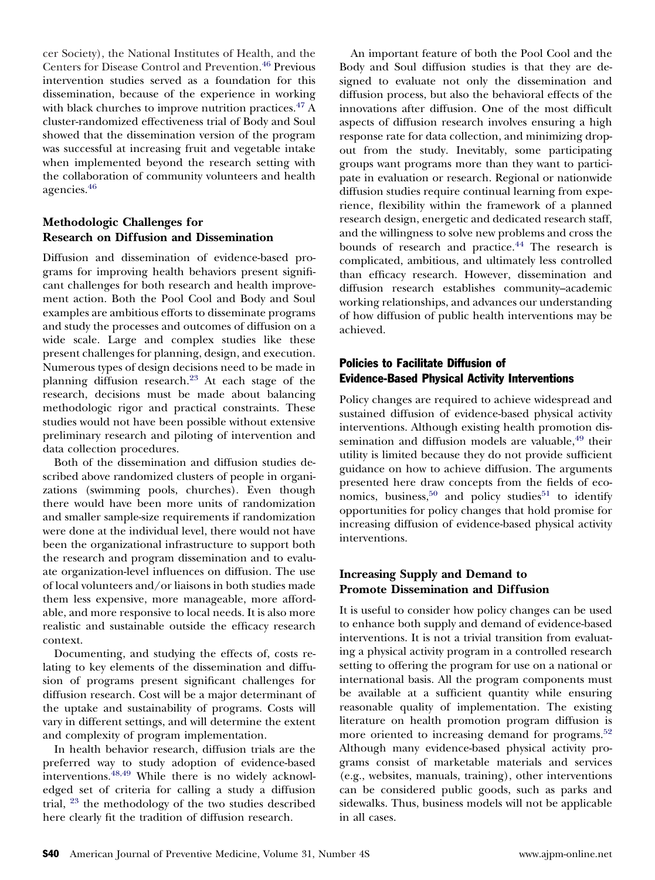cer Society), the National Institutes of Health, and the Centers for Disease Control and Prevention.[46] Previous intervention studies served as a foundation for this dissemination, because of the experience in working with black churches to improve nutrition practices.[47] A cluster-randomized effectiveness trial of Body and Soul showed that the dissemination version of the program was successful at increasing fruit and vegetable intake when implemented beyond the research setting with the collaboration of community volunteers and health agencies.[46]

### Methodologic Challenges for Research on Diffusion and Dissemination

Diffusion and dissemination of evidence-based programs for improving health behaviors present significant challenges for both research and health improvement action. Both the Pool Cool and Body and Soul examples are ambitious efforts to disseminate programs and study the processes and outcomes of diffusion on a wide scale. Large and complex studies like these present challenges for planning, design, and execution. Numerous types of design decisions need to be made in planning diffusion research.[23] At each stage of the research, decisions must be made about balancing methodologic rigor and practical constraints. These studies would not have been possible without extensive preliminary research and piloting of intervention and data collection procedures.

Both of the dissemination and diffusion studies described above randomized clusters of people in organizations (swimming pools, churches). Even though there would have been more units of randomization and smaller sample-size requirements if randomization were done at the individual level, there would not have been the organizational infrastructure to support both the research and program dissemination and to evaluate organization-level influences on diffusion. The use of local volunteers and/or liaisons in both studies made them less expensive, more manageable, more affordable, and more responsive to local needs. It is also more realistic and sustainable outside the efficacy research context.

Documenting, and studying the effects of, costs relating to key elements of the dissemination and diffusion of programs present significant challenges for diffusion research. Cost will be a major determinant of the uptake and sustainability of programs. Costs will vary in different settings, and will determine the extent and complexity of program implementation.

In health behavior research, diffusion trials are the preferred way to study adoption of evidence-based interventions.[48,49] While there is no widely acknowledged set of criteria for calling a study a diffusion trial, [23] the methodology of the two studies described here clearly fit the tradition of diffusion research.

An important feature of both the Pool Cool and the Body and Soul diffusion studies is that they are designed to evaluate not only the dissemination and diffusion process, but also the behavioral effects of the innovations after diffusion. One of the most difficult aspects of diffusion research involves ensuring a high response rate for data collection, and minimizing dropout from the study. Inevitably, some participating groups want programs more than they want to participate in evaluation or research. Regional or nationwide diffusion studies require continual learning from experience, flexibility within the framework of a planned research design, energetic and dedicated research staff, and the willingness to solve new problems and cross the bounds of research and practice.[44] The research is complicated, ambitious, and ultimately less controlled than efficacy research. However, dissemination and diffusion research establishes community–academic working relationships, and advances our understanding of how diffusion of public health interventions may be achieved.

## Policies to Facilitate Diffusion of Evidence-Based Physical Activity Interventions

Policy changes are required to achieve widespread and sustained diffusion of evidence-based physical activity interventions. Although existing health promotion dissemination and diffusion models are valuable,[49] their utility is limited because they do not provide sufficient guidance on how to achieve diffusion. The arguments presented here draw concepts from the fields of economics, business,[50] and policy studies[51] to identify opportunities for policy changes that hold promise for increasing diffusion of evidence-based physical activity interventions.

### Increasing Supply and Demand to Promote Dissemination and Diffusion

It is useful to consider how policy changes can be used to enhance both supply and demand of evidence-based interventions. It is not a trivial transition from evaluating a physical activity program in a controlled research setting to offering the program for use on a national or international basis. All the program components must be available at a sufficient quantity while ensuring reasonable quality of implementation. The existing literature on health promotion program diffusion is more oriented to increasing demand for programs.[52] Although many evidence-based physical activity programs consist of marketable materials and services (e.g., websites, manuals, training), other interventions can be considered public goods, such as parks and sidewalks. Thus, business models will not be applicable in all cases.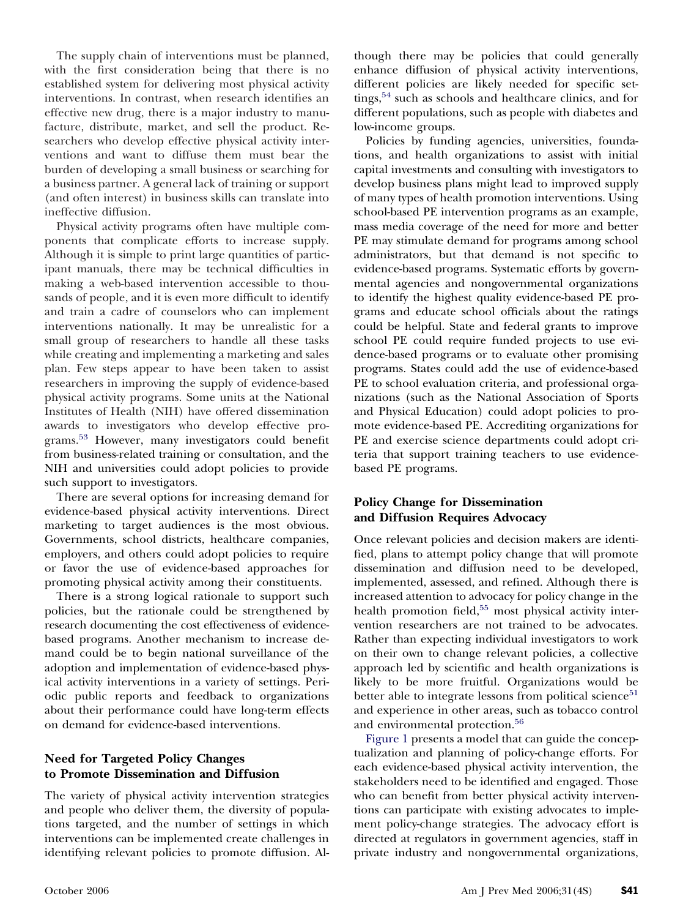The supply chain of interventions must be planned, with the first consideration being that there is no established system for delivering most physical activity interventions. In contrast, when research identifies an effective new drug, there is a major industry to manufacture, distribute, market, and sell the product. Researchers who develop effective physical activity interventions and want to diffuse them must bear the burden of developing a small business or searching for a business partner. A general lack of training or support (and often interest) in business skills can translate into ineffective diffusion.

Physical activity programs often have multiple components that complicate efforts to increase supply. Although it is simple to print large quantities of participant manuals, there may be technical difficulties in making a web-based intervention accessible to thousands of people, and it is even more difficult to identify and train a cadre of counselors who can implement interventions nationally. It may be unrealistic for a small group of researchers to handle all these tasks while creating and implementing a marketing and sales plan. Few steps appear to have been taken to assist researchers in improving the supply of evidence-based physical activity programs. Some units at the National Institutes of Health (NIH) have offered dissemination awards to investigators who develop effective programs.[53] However, many investigators could benefit from business-related training or consultation, and the NIH and universities could adopt policies to provide such support to investigators.

There are several options for increasing demand for evidence-based physical activity interventions. Direct marketing to target audiences is the most obvious. Governments, school districts, healthcare companies, employers, and others could adopt policies to require or favor the use of evidence-based approaches for promoting physical activity among their constituents.

There is a strong logical rationale to support such policies, but the rationale could be strengthened by research documenting the cost effectiveness of evidence-based programs. Another mechanism to increase demand could be to begin national surveillance of the adoption and implementation of evidence-based physical activity interventions in a variety of settings. Periodic public reports and feedback to organizations about their performance could have long-term effects on demand for evidence-based interventions.

## Need for Targeted Policy Changes to Promote Dissemination and Diffusion

The variety of physical activity intervention strategies and people who deliver them, the diversity of populations targeted, and the number of settings in which interventions can be implemented create challenges in identifying relevant policies to promote diffusion. Although there may be policies that could generally enhance diffusion of physical activity interventions, different policies are likely needed for specific settings,[54] such as schools and healthcare clinics, and for different populations, such as people with diabetes and low-income groups.

Policies by funding agencies, universities, foundations, and health organizations to assist with initial capital investments and consulting with investigators to develop business plans might lead to improved supply of many types of health promotion interventions. Using school-based PE intervention programs as an example, mass media coverage of the need for more and better PE may stimulate demand for programs among school administrators, but that demand is not specific to evidence-based programs. Systematic efforts by governmental agencies and nongovernmental organizations to identify the highest quality evidence-based PE programs and educate school officials about the ratings could be helpful. State and federal grants to improve school PE could require funded projects to use evidence-based programs or to evaluate other promising programs. States could add the use of evidence-based PE to school evaluation criteria, and professional organizations (such as the National Association of Sports and Physical Education) could adopt policies to promote evidence-based PE. Accrediting organizations for PE and exercise science departments could adopt criteria that support training teachers to use evidence-based PE programs.

## Policy Change for Dissemination and Diffusion Requires Advocacy

Once relevant policies and decision makers are identified, plans to attempt policy change that will promote dissemination and diffusion need to be developed, implemented, assessed, and refined. Although there is increased attention to advocacy for policy change in the health promotion field,[55] most physical activity intervention researchers are not trained to be advocates. Rather than expecting individual investigators to work on their own to change relevant policies, a collective approach led by scientific and health organizations is likely to be more fruitful. Organizations would be better able to integrate lessons from political science[51] and experience in other areas, such as tobacco control and environmental protection.[56]

Figure 1 presents a model that can guide the conceptualization and planning of policy-change efforts. For each evidence-based physical activity intervention, the stakeholders need to be identified and engaged. Those who can benefit from better physical activity interventions can participate with existing advocates to implement policy-change strategies. The advocacy effort is directed at regulators in government agencies, staff in private industry and nongovernmental organizations,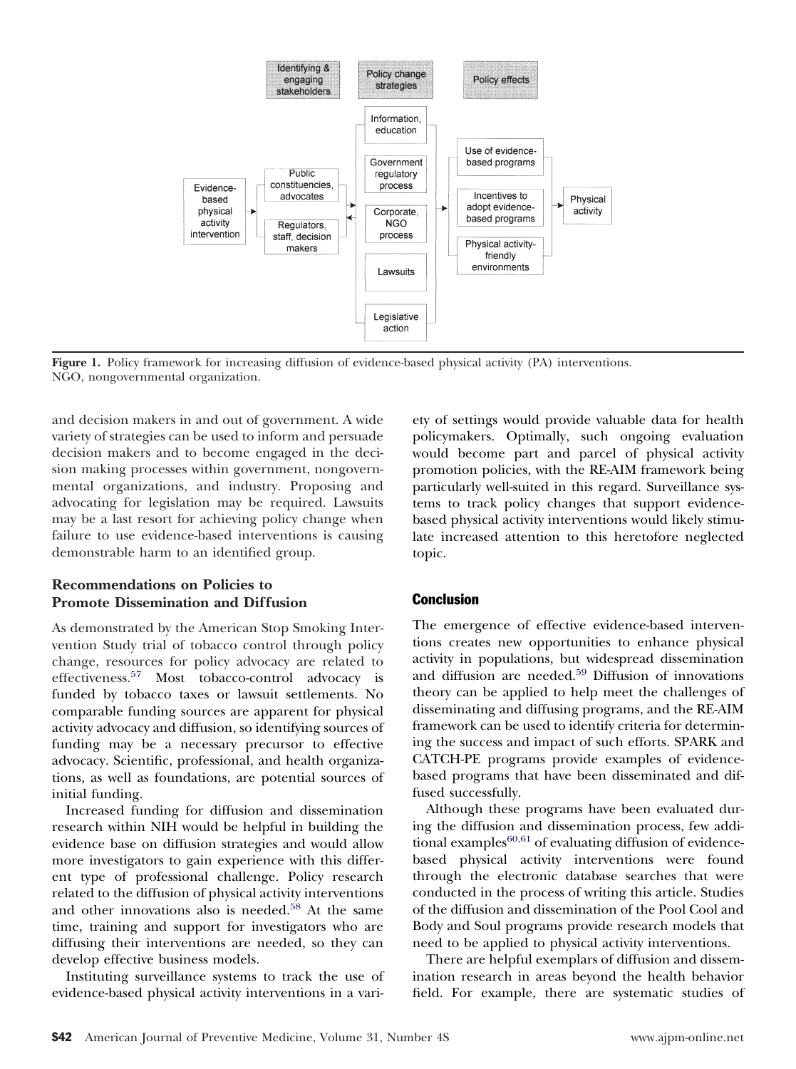Figure 1. Policy framework for increasing diffusion of evidence-based physical activity (PA) interventions. NGO, nongovernmental organization.

and decision makers in and out of government. A wide variety of strategies can be used to inform and persuade decision makers and to become engaged in the decision making processes within government, nongovernmental organizations, and industry. Proposing and advocating for legislation may be required. Lawsuits may be a last resort for achieving policy change when failure to use evidence-based interventions is causing demonstrable harm to an identified group.

### Recommendations on Policies to Promote Dissemination and Diffusion

As demonstrated by the American Stop Smoking Intervention Study trial of tobacco control through policy change, resources for policy advocacy are related to effectiveness.[57] Most tobacco-control advocacy is funded by tobacco taxes or lawsuit settlements. No comparable funding sources are apparent for physical activity advocacy and diffusion, so identifying sources of funding may be a necessary precursor to effective advocacy. Scientific, professional, and health organizations, as well as foundations, are potential sources of initial funding.

Increased funding for diffusion and dissemination research within NIH would be helpful in building the evidence base on diffusion strategies and would allow more investigators to gain experience with this different type of professional challenge. Policy research related to the diffusion of physical activity interventions and other innovations also is needed.[58] At the same time, training and support for investigators who are diffusing their interventions are needed, so they can develop effective business models.

Instituting surveillance systems to track the use of evidence-based physical activity interventions in a variety of settings would provide valuable data for health policymakers. Optimally, such ongoing evaluation would become part and parcel of physical activity promotion policies, with the RE-AIM framework being particularly well-suited in this regard. Surveillance systems to track policy changes that support evidence-based physical activity interventions would likely stimulate increased attention to this heretofore neglected topic.

## Conclusion

The emergence of effective evidence-based interventions creates new opportunities to enhance physical activity in populations, but widespread dissemination and diffusion are needed.[59] Diffusion of innovations theory can be applied to help meet the challenges of disseminating and diffusing programs, and the RE-AIM framework can be used to identify criteria for determining the success and impact of such efforts. SPARK and CATCH-PE programs provide examples of evidence-based programs that have been disseminated and diffused successfully.

Although these programs have been evaluated during the diffusion and dissemination process, few additional examples[60,61] of evaluating diffusion of evidence-based physical activity interventions were found through the electronic database searches that were conducted in the process of writing this article. Studies of the diffusion and dissemination of the Pool Cool and Body and Soul programs provide research models that need to be applied to physical activity interventions.

There are helpful exemplars of diffusion and dissemination research in areas beyond the health behavior field. For example, there are systematic studies of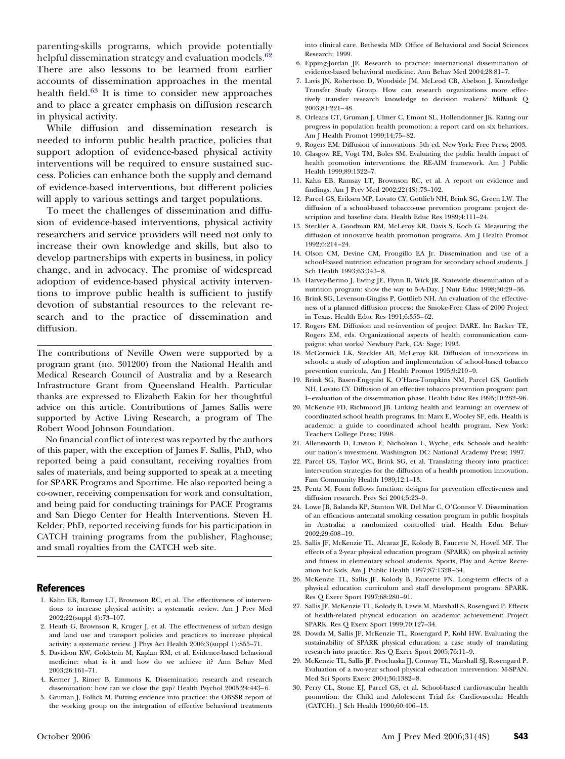parenting-skills programs, which provide potentially helpful dissemination strategy and evaluation models.[62] There are also lessons to be learned from earlier accounts of dissemination approaches in the mental health field.[63] It is time to consider new approaches and to place a greater emphasis on diffusion research in physical activity.

While diffusion and dissemination research is needed to inform public health practice, policies that support adoption of evidence-based physical activity interventions will be required to ensure sustained success. Policies can enhance both the supply and demand of evidence-based interventions, but different policies will apply to various settings and target populations.

To meet the challenges of dissemination and diffusion of evidence-based interventions, physical activity researchers and service providers will need not only to increase their own knowledge and skills, but also to develop partnerships with experts in business, in policy change, and in advocacy. The promise of widespread adoption of evidence-based physical activity interventions to improve public health is sufficient to justify devotion of substantial resources to the relevant research and to the practice of dissemination and diffusion.

---

The contributions of Neville Owen were supported by a program grant (no. 301200) from the National Health and Medical Research Council of Australia and by a Research Infrastructure Grant from Queensland Health. Particular thanks are expressed to Elizabeth Eakin for her thoughtful advice on this article. Contributions of James Sallis were supported by Active Living Research, a program of The Robert Wood Johnson Foundation.

No financial conflict of interest was reported by the authors of this paper, with the exception of James F. Sallis, PhD, who reported being a paid consultant, receiving royalties from sales of materials, and being supported to speak at a meeting for SPARK Programs and Sportime. He also reported being a co-owner, receiving compensation for work and consultation, and being paid for conducting trainings for PACE Programs and San Diego Center for Health Interventions. Steven H. Kelder, PhD, reported receiving funds for his participation in CATCH training programs from the publisher, Flaghouse; and small royalties from the CATCH web site.

---

## References

1. Kahn EB, Ramsay LT, Brownson RC, et al. The effectiveness of interventions to increase physical activity: a systematic review. Am J Prev Med 2002;22(suppl 4):73–107.
2. Heath G, Brownson R, Kruger J, et al. The effectiveness of urban design and land use and transport policies and practices to increase physical activity: a systematic review. J Phys Act Health 2006;3(suppl 1):S55–71.
3. Davidson KW, Goldstein M, Kaplan RM, et al. Evidence-based behavioral medicine: what is it and how do we achieve it? Ann Behav Med 2003;26:161–71.
4. Kerner J, Rimer B, Emmons K. Dissemination research and research dissemination: how can we close the gap? Health Psychol 2005;24:443–6.
5. Gruman J, Follick M. Putting evidence into practice: the OBSSR report of the working group on the integration of effective behavioral treatments into clinical care. Bethesda MD: Office of Behavioral and Social Sciences Research; 1999.
6. Epping-Jordan JE. Research to practice: international dissemination of evidence-based behavioral medicine. Ann Behav Med 2004;28:81–7.
7. Lavis JN, Robertson D, Woodside JM, McLeod CB, Abelson J. Knowledge Transfer Study Group. How can research organizations more effectively transfer research knowledge to decision makers? Milbank Q 2003;81:221–48.
8. Orleans CT, Gruman J, Ulmer C, Emont SL, Hollendonner JK. Rating our progress in population health promotion: a report card on six behaviors. Am J Health Promot 1999;14;75–82.
9. Rogers EM. Diffusion of innovations. 5th ed. New York: Free Press; 2003.
10. Glasgow RE, Vogt TM, Boles SM. Evaluating the public health impact of health promotion interventions: the RE-AIM framework. Am J Public Health 1999;89:1322–7.
11. Kahn EB, Ramsay LT, Brownson RC, et al. A report on evidence and findings. Am J Prev Med 2002;22(4S):73–102.
12. Parcel GS, Eriksen MP, Lovato CY, Gottlieb NH, Brink SG, Green LW. The diffusion of a school-based tobacco-use prevention program: project description and baseline data. Health Educ Res 1989;4:111–24.
13. Steckler A, Goodman RM, McLeroy KR, Davis S, Koch G. Measuring the diffusion of innovative health promotion programs. Am J Health Promot 1992;6:214–24.
14. Olson CM, Devine CM, Frongillo EA Jr. Dissemination and use of a school-based nutrition education program for secondary school students. J Sch Health 1993;63:343–8.
15. Harvey-Berino J, Ewing JE, Flynn B, Wick JR. Statewide dissemination of a nutrition program: show the way to 5-A-Day. J Nutr Educ 1998;30:29–36.
16. Brink SG, Levenson-Gingiss P, Gottlieb NH. An evaluation of the effectiveness of a planned diffusion process: the Smoke-Free Class of 2000 Project in Texas. Health Educ Res 1991;6:353–62.
17. Rogers EM. Diffusion and re-invention of project DARE. In: Backer TE, Rogers EM, eds. Organizational aspects of health communication campaigns: what works? Newbury Park, CA: Sage; 1993.
18. McCormick LK, Steckler AB, McLeroy KR. Diffusion of innovations in schools: a study of adoption and implementation of school-based tobacco prevention curricula. Am J Health Promot 1995;9:210–9.
19. Brink SG, Basen-Engquist K, O'Hara-Tompkins NM, Parcel GS, Gottlieb NH, Lovato CY. Diffusion of an effective tobacco prevention program: part I–evaluation of the dissemination phase. Health Educ Res 1995;10:282–96.
20. McKenzie FD, Richmond JB. Linking health and learning: an overview of coordinated school health programs. In: Marx E, Wooley SF, eds. Health is academic: a guide to coordinated school health program. New York: Teachers College Press; 1998.
21. Allensworth D, Lawson E, Nicholson L, Wyche, eds. Schools and health: our nation's investment. Washington DC: National Academy Press; 1997.
22. Parcel GS, Taylor WC, Brink SG, et al. Translating theory into practice: intervention strategies for the diffusion of a health promotion innovation. Fam Community Health 1989;12:1–13.
23. Pentz M. Form follows function: designs for prevention effectiveness and diffusion research. Prev Sci 2004;5:23–9.
24. Lowe JB, Balanda KP, Stanton WR, Del Mar C, O'Connor V. Dissemination of an efficacious antenatal smoking cessation program in public hospitals in Australia: a randomized controlled trial. Health Educ Behav 2002;29:608–19.
25. Sallis JF, McKenzie TL, Alcaraz JE, Kolody B, Faucette N, Hovell MF. The effects of a 2-year physical education program (SPARK) on physical activity and fitness in elementary school students. Sports, Play and Active Recreation for Kids. Am J Public Health 1997;87:1328–34.
26. McKenzie TL, Sallis JF, Kolody B, Faucette FN. Long-term effects of a physical education curriculum and staff development program: SPARK. Res Q Exerc Sport 1997;68:280–91.
27. Sallis JF, McKenzie TL, Kolody B, Lewis M, Marshall S, Rosengard P. Effects of health-related physical education on academic achievement: Project SPARK. Res Q Exerc Sport 1999;70:127–34.
28. Dowda M, Sallis JF, McKenzie TL, Rosengard P, Kohl HW. Evaluating the sustainability of SPARK physical education: a case study of translating research into practice. Res Q Exerc Sport 2005;76:11–9.
29. McKenzie TL, Sallis JF, Prochaska JJ, Conway TL, Marshall SJ, Rosengard P. Evaluation of a two-year school physical education intervention: M-SPAN. Med Sci Sports Exerc 2004;36:1382–8.
30. Perry CL, Stone EJ, Parcel GS, et al. School-based cardiovascular health promotion: the Child and Adolescent Trial for Cardiovascular Health (CATCH). J Sch Health 1990;60:406–13.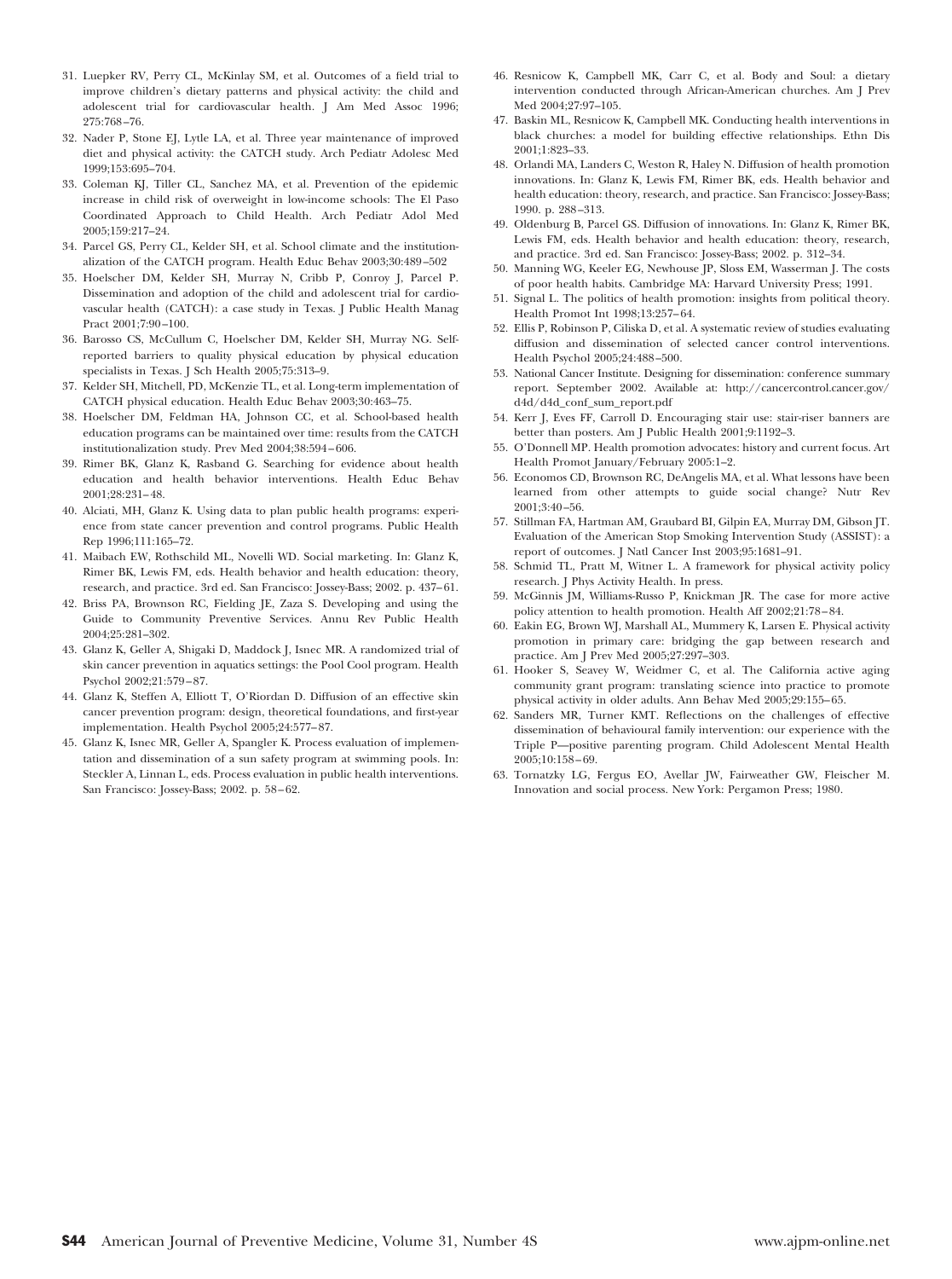31. Luepker RV, Perry CL, McKinlay SM, et al. Outcomes of a field trial to improve children's dietary patterns and physical activity: the child and adolescent trial for cardiovascular health. J Am Med Assoc 1996; 275:768–76.
32. Nader P, Stone EJ, Lytle LA, et al. Three year maintenance of improved diet and physical activity: the CATCH study. Arch Pediatr Adolesc Med 1999;153:695–704.
33. Coleman KJ, Tiller CL, Sanchez MA, et al. Prevention of the epidemic increase in child risk of overweight in low-income schools: The El Paso Coordinated Approach to Child Health. Arch Pediatr Adol Med 2005;159:217–24.
34. Parcel GS, Perry CL, Kelder SH, et al. School climate and the institutionalization of the CATCH program. Health Educ Behav 2003;30:489–502
35. Hoelscher DM, Kelder SH, Murray N, Cribb P, Conroy J, Parcel P. Dissemination and adoption of the child and adolescent trial for cardiovascular health (CATCH): a case study in Texas. J Public Health Manag Pract 2001;7:90–100.
36. Barosso CS, McCullum C, Hoelscher DM, Kelder SH, Murray NG. Self-reported barriers to quality physical education by physical education specialists in Texas. J Sch Health 2005;75:313–9.
37. Kelder SH, Mitchell, PD, McKenzie TL, et al. Long-term implementation of CATCH physical education. Health Educ Behav 2003;30:463–75.
38. Hoelscher DM, Feldman HA, Johnson CC, et al. School-based health education programs can be maintained over time: results from the CATCH institutionalization study. Prev Med 2004;38:594–606.
39. Rimer BK, Glanz K, Rasband G. Searching for evidence about health education and health behavior interventions. Health Educ Behav 2001;28:231–48.
40. Alciati, MH, Glanz K. Using data to plan public health programs: experience from state cancer prevention and control programs. Public Health Rep 1996;111:165–72.
41. Maibach EW, Rothschild ML, Novelli WD. Social marketing. In: Glanz K, Rimer BK, Lewis FM, eds. Health behavior and health education: theory, research, and practice. 3rd ed. San Francisco: Jossey-Bass; 2002. p. 437–61.
42. Briss PA, Brownson RC, Fielding JE, Zaza S. Developing and using the Guide to Community Preventive Services. Annu Rev Public Health 2004;25:281–302.
43. Glanz K, Geller A, Shigaki D, Maddock J, Isnec MR. A randomized trial of skin cancer prevention in aquatics settings: the Pool Cool program. Health Psychol 2002;21:579–87.
44. Glanz K, Steffen A, Elliott T, O'Riordan D. Diffusion of an effective skin cancer prevention program: design, theoretical foundations, and first-year implementation. Health Psychol 2005;24:577–87.
45. Glanz K, Isnec MR, Geller A, Spangler K. Process evaluation of implementation and dissemination of a sun safety program at swimming pools. In: Steckler A, Linnan L, eds. Process evaluation in public health interventions. San Francisco: Jossey-Bass; 2002. p. 58–62.
46. Resnicow K, Campbell MK, Carr C, et al. Body and Soul: a dietary intervention conducted through African-American churches. Am J Prev Med 2004;27:97–105.
47. Baskin ML, Resnicow K, Campbell MK. Conducting health interventions in black churches: a model for building effective relationships. Ethn Dis 2001;1:823–33.
48. Orlandi MA, Landers C, Weston R, Haley N. Diffusion of health promotion innovations. In: Glanz K, Lewis FM, Rimer BK, eds. Health behavior and health education: theory, research, and practice. San Francisco: Jossey-Bass; 1990. p. 288–313.
49. Oldenburg B, Parcel GS. Diffusion of innovations. In: Glanz K, Rimer BK, Lewis FM, eds. Health behavior and health education: theory, research, and practice. 3rd ed. San Francisco: Jossey-Bass; 2002. p. 312–34.
50. Manning WG, Keeler EG, Newhouse JP, Sloss EM, Wasserman J. The costs of poor health habits. Cambridge MA: Harvard University Press; 1991.
51. Signal L. The politics of health promotion: insights from political theory. Health Promot Int 1998;13:257–64.
52. Ellis P, Robinson P, Ciliska D, et al. A systematic review of studies evaluating diffusion and dissemination of selected cancer control interventions. Health Psychol 2005;24:488–500.
53. National Cancer Institute. Designing for dissemination: conference summary report. September 2002. Available at: http://cancercontrol.cancer.gov/d4d/d4d_conf_sum_report.pdf
54. Kerr J, Eves FF, Carroll D. Encouraging stair use: stair-riser banners are better than posters. Am J Public Health 2001;9:1192–3.
55. O'Donnell MP. Health promotion advocates: history and current focus. Art Health Promot January/February 2005:1–2.
56. Economos CD, Brownson RC, DeAngelis MA, et al. What lessons have been learned from other attempts to guide social change? Nutr Rev 2001;3:40–56.
57. Stillman FA, Hartman AM, Graubard BI, Gilpin EA, Murray DM, Gibson JT. Evaluation of the American Stop Smoking Intervention Study (ASSIST): a report of outcomes. J Natl Cancer Inst 2003;95:1681–91.
58. Schmid TL, Pratt M, Witner L. A framework for physical activity policy research. J Phys Activity Health. In press.
59. McGinnis JM, Williams-Russo P, Knickman JR. The case for more active policy attention to health promotion. Health Aff 2002;21:78–84.
60. Eakin EG, Brown WJ, Marshall AL, Mummery K, Larsen E. Physical activity promotion in primary care: bridging the gap between research and practice. Am J Prev Med 2005;27:297–303.
61. Hooker S, Seavey W, Weidmer C, et al. The California active aging community grant program: translating science into practice to promote physical activity in older adults. Ann Behav Med 2005;29:155–65.
62. Sanders MR, Turner KMT. Reflections on the challenges of effective dissemination of behavioural family intervention: our experience with the Triple P—positive parenting program. Child Adolescent Mental Health 2005;10:158–69.
63. Tornatzky LG, Fergus EO, Avellar JW, Fairweather GW, Fleischer M. Innovation and social process. New York: Pergamon Press; 1980.